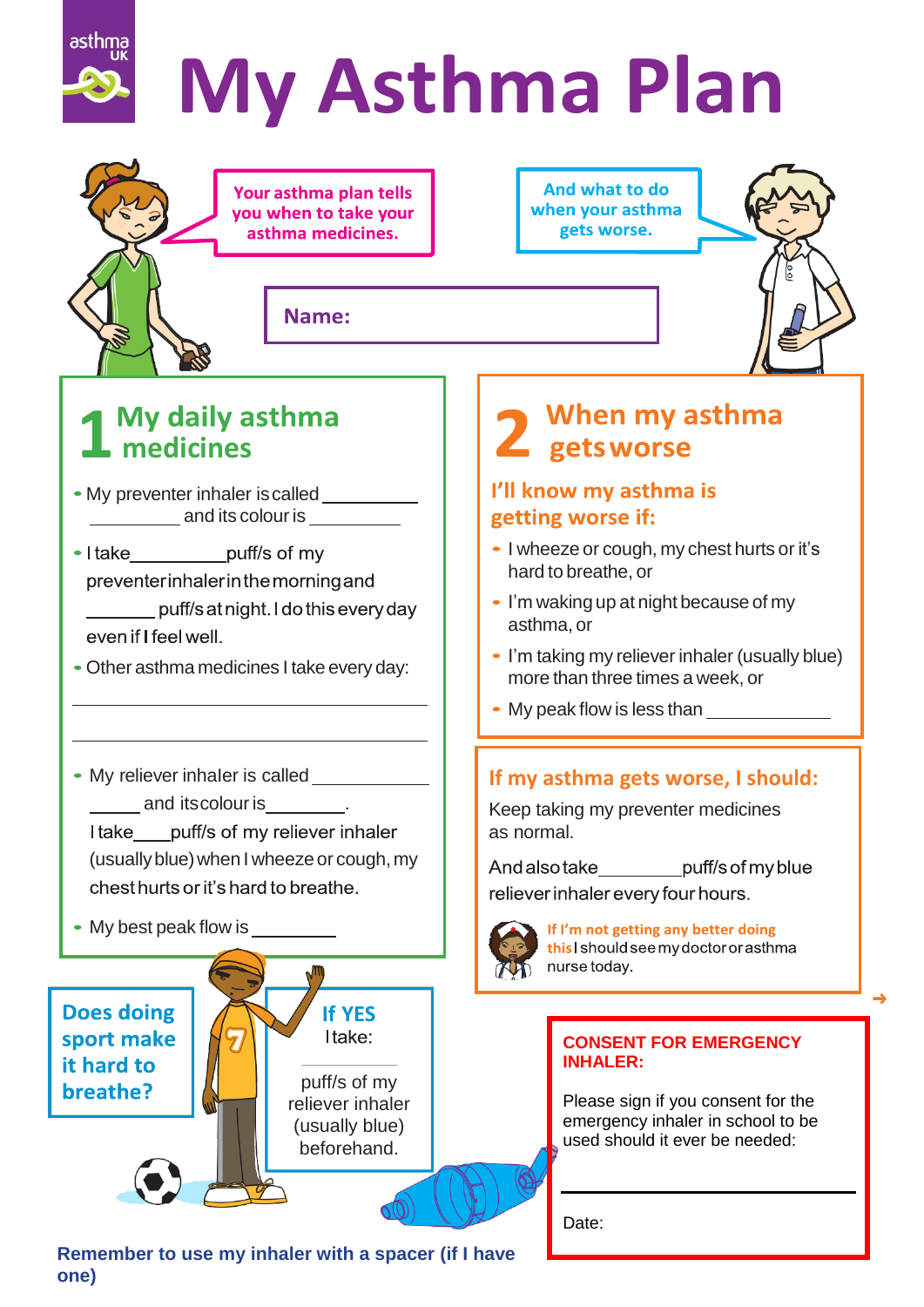asthma UK

# My Asthma Plan

Your asthma plan tells you when to take your asthma medicines.

And what to do when your asthma gets worse.

**Name:**

## 1 My daily asthma medicines

- My preventer inhaler is called __________ and its colour is __________
- I take __________ puff/s of my preventer inhaler in the morning and _______ puff/s at night. I do this every day even if I feel well.
- Other asthma medicines I take every day:

________________________________________

________________________________________

- My reliever inhaler is called ____________ and its colour is ________. I take ____ puff/s of my reliever inhaler (usually blue) when I wheeze or cough, my chest hurts or it's hard to breathe.
- My best peak flow is _________

## 2 When my asthma gets worse

### I'll know my asthma is getting worse if:

- I wheeze or cough, my chest hurts or it's hard to breathe, or
- I'm waking up at night because of my asthma, or
- I'm taking my reliever inhaler (usually blue) more than three times a week, or
- My peak flow is less than _____________

### If my asthma gets worse, I should:

Keep taking my preventer medicines as normal.

And also take _________ puff/s of my blue reliever inhaler every four hours.

**If I'm not getting any better doing this** I should see my doctor or asthma nurse today.

**Does doing sport make it hard to breathe?**

**If YES** I take: __________ puff/s of my reliever inhaler (usually blue) beforehand.

**CONSENT FOR EMERGENCY INHALER:**

Please sign if you consent for the emergency inhaler in school to be used should it ever be needed:

________________________________________

Date:

**Remember to use my inhaler with a spacer (if I have one)**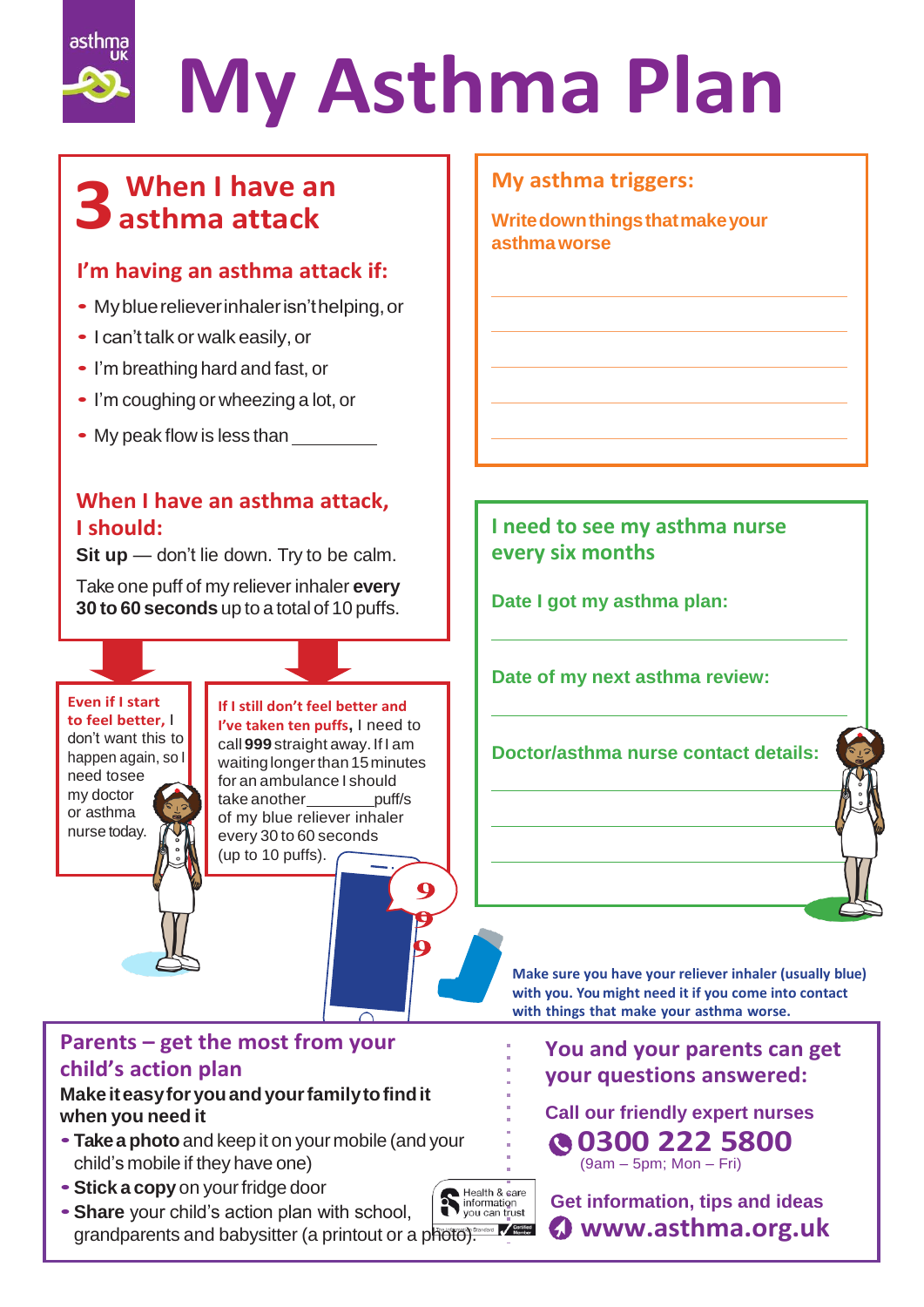# My Asthma Plan

## 3 When I have an asthma attack

### I'm having an asthma attack if:

- My blue reliever inhaler isn't helping, or
- I can't talk or walk easily, or
- I'm breathing hard and fast, or
- I'm coughing or wheezing a lot, or
- My peak flow is less than ________

### When I have an asthma attack, I should:

**Sit up** — don't lie down. Try to be calm.

Take one puff of my reliever inhaler **every 30 to 60 seconds** up to a total of 10 puffs.

**Even if I start to feel better,** I don't want this to happen again, so I need to see my doctor or asthma nurse today.

**If I still don't feel better and I've taken ten puffs,** I need to call **999** straight away. If I am waiting longer than 15 minutes for an ambulance I should take another ________ puff/s of my blue reliever inhaler every 30 to 60 seconds (up to 10 puffs).

999

### My asthma triggers:

**Write down things that make your asthma worse**

________________

________________

________________

________________

________________

### I need to see my asthma nurse every six months

**Date I got my asthma plan:**

________________

**Date of my next asthma review:**

________________

**Doctor/asthma nurse contact details:**

________________

________________

________________

**Make sure you have your reliever inhaler (usually blue) with you. You might need it if you come into contact with things that make your asthma worse.**

### Parents – get the most from your child's action plan

**Make it easy for you and your family to find it when you need it**

- **Take a photo** and keep it on your mobile (and your child's mobile if they have one)
- **Stick a copy** on your fridge door
- **Share** your child's action plan with school, grandparents and babysitter (a printout or a photo).

Health & care information you can trust

### You and your parents can get your questions answered:

**Call our friendly expert nurses**

**0300 222 5800**
(9am – 5pm; Mon – Fri)

**Get information, tips and ideas**

**www.asthma.org.uk**